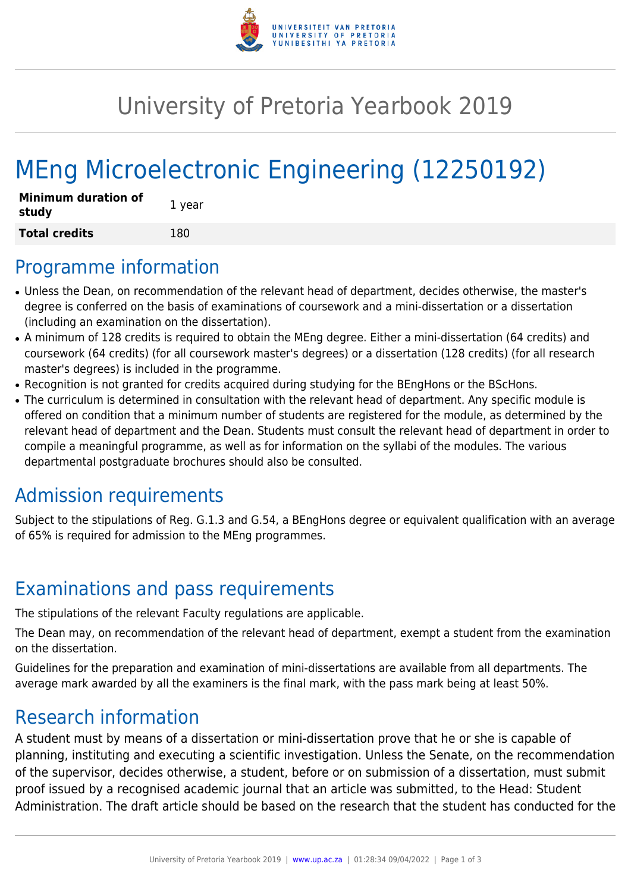# University of Pretoria Yearbook 2019

# MEng Microelectronic Engineering (12250192)

| **Minimum duration of study** | 1 year |
|---|---|
| **Total credits** | 180 |

## Programme information

- Unless the Dean, on recommendation of the relevant head of department, decides otherwise, the master's degree is conferred on the basis of examinations of coursework and a mini-dissertation or a dissertation (including an examination on the dissertation).
- A minimum of 128 credits is required to obtain the MEng degree. Either a mini-dissertation (64 credits) and coursework (64 credits) (for all coursework master's degrees) or a dissertation (128 credits) (for all research master's degrees) is included in the programme.
- Recognition is not granted for credits acquired during studying for the BEngHons or the BScHons.
- The curriculum is determined in consultation with the relevant head of department. Any specific module is offered on condition that a minimum number of students are registered for the module, as determined by the relevant head of department and the Dean. Students must consult the relevant head of department in order to compile a meaningful programme, as well as for information on the syllabi of the modules. The various departmental postgraduate brochures should also be consulted.

## Admission requirements

Subject to the stipulations of Reg. G.1.3 and G.54, a BEngHons degree or equivalent qualification with an average of 65% is required for admission to the MEng programmes.

## Examinations and pass requirements

The stipulations of the relevant Faculty regulations are applicable.

The Dean may, on recommendation of the relevant head of department, exempt a student from the examination on the dissertation.

Guidelines for the preparation and examination of mini-dissertations are available from all departments. The average mark awarded by all the examiners is the final mark, with the pass mark being at least 50%.

## Research information

A student must by means of a dissertation or mini-dissertation prove that he or she is capable of planning, instituting and executing a scientific investigation. Unless the Senate, on the recommendation of the supervisor, decides otherwise, a student, before or on submission of a dissertation, must submit proof issued by a recognised academic journal that an article was submitted, to the Head: Student Administration. The draft article should be based on the research that the student has conducted for the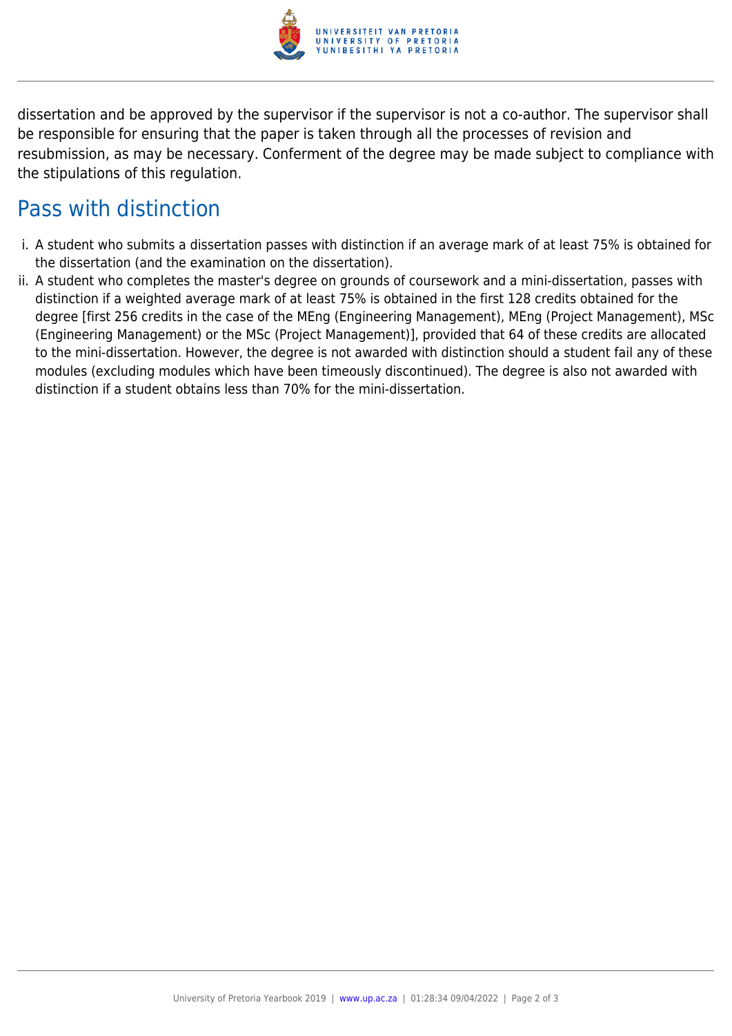dissertation and be approved by the supervisor if the supervisor is not a co-author. The supervisor shall be responsible for ensuring that the paper is taken through all the processes of revision and resubmission, as may be necessary. Conferment of the degree may be made subject to compliance with the stipulations of this regulation.

## Pass with distinction

i. A student who submits a dissertation passes with distinction if an average mark of at least 75% is obtained for the dissertation (and the examination on the dissertation).
ii. A student who completes the master's degree on grounds of coursework and a mini-dissertation, passes with distinction if a weighted average mark of at least 75% is obtained in the first 128 credits obtained for the degree [first 256 credits in the case of the MEng (Engineering Management), MEng (Project Management), MSc (Engineering Management) or the MSc (Project Management)], provided that 64 of these credits are allocated to the mini-dissertation. However, the degree is not awarded with distinction should a student fail any of these modules (excluding modules which have been timeously discontinued). The degree is also not awarded with distinction if a student obtains less than 70% for the mini-dissertation.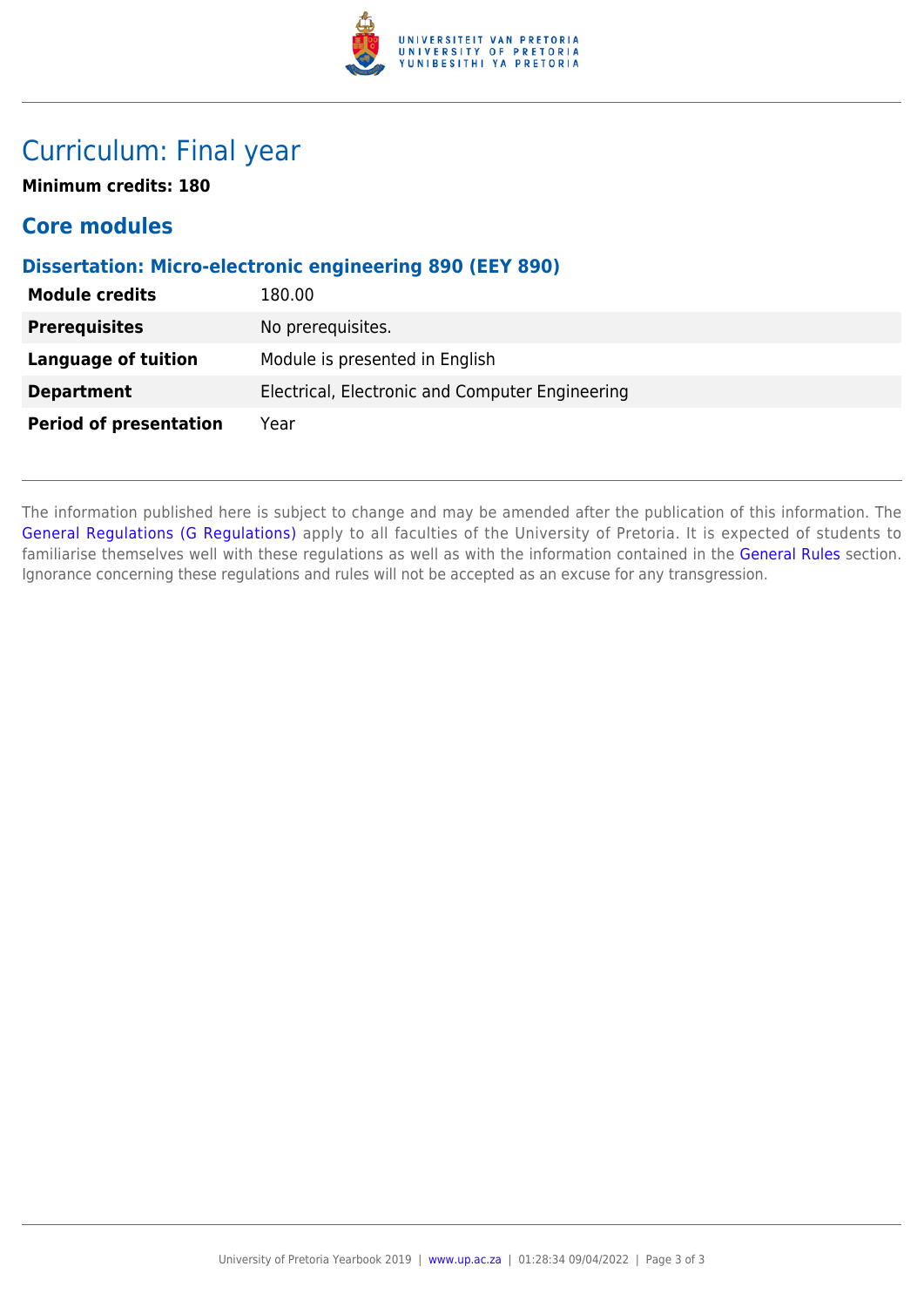# Curriculum: Final year

**Minimum credits: 180**

## Core modules

### Dissertation: Micro-electronic engineering 890 (EEY 890)

| | |
|---|---|
| **Module credits** | 180.00 |
| **Prerequisites** | No prerequisites. |
| **Language of tuition** | Module is presented in English |
| **Department** | Electrical, Electronic and Computer Engineering |
| **Period of presentation** | Year |

The information published here is subject to change and may be amended after the publication of this information. The General Regulations (G Regulations) apply to all faculties of the University of Pretoria. It is expected of students to familiarise themselves well with these regulations as well as with the information contained in the General Rules section. Ignorance concerning these regulations and rules will not be accepted as an excuse for any transgression.